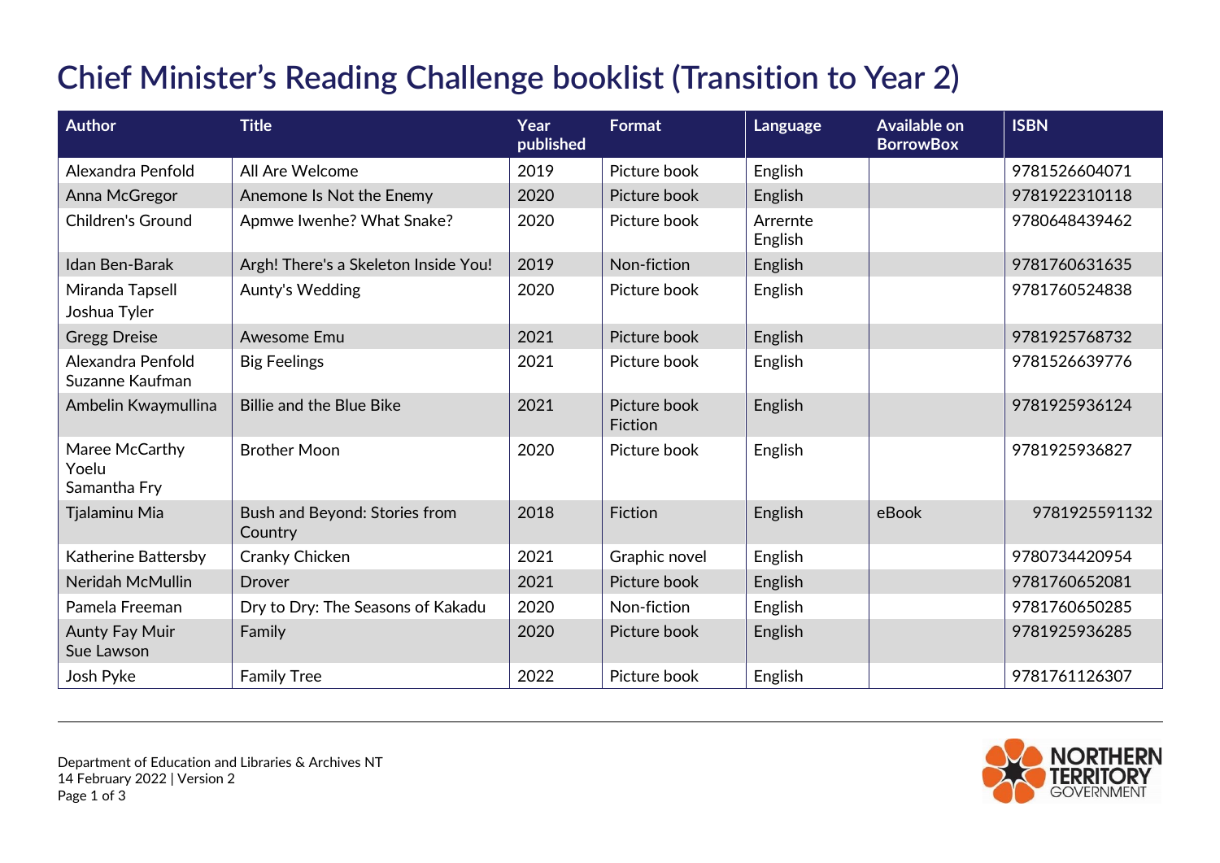# Chief Minister's Reading Challenge booklist (Transition to Year 2)

| Author | Title | Year published | Format | Language | Available on BorrowBox | ISBN |
|---|---|---|---|---|---|---|
| Alexandra Penfold | All Are Welcome | 2019 | Picture book | English | | 9781526604071 |
| Anna McGregor | Anemone Is Not the Enemy | 2020 | Picture book | English | | 9781922310118 |
| Children's Ground | Apmwe Iwenhe? What Snake? | 2020 | Picture book | Arrernte English | | 9780648439462 |
| Idan Ben-Barak | Argh! There's a Skeleton Inside You! | 2019 | Non-fiction | English | | 9781760631635 |
| Miranda Tapsell Joshua Tyler | Aunty's Wedding | 2020 | Picture book | English | | 9781760524838 |
| Gregg Dreise | Awesome Emu | 2021 | Picture book | English | | 9781925768732 |
| Alexandra Penfold Suzanne Kaufman | Big Feelings | 2021 | Picture book | English | | 9781526639776 |
| Ambelin Kwaymullina | Billie and the Blue Bike | 2021 | Picture book Fiction | English | | 9781925936124 |
| Maree McCarthy Yoelu Samantha Fry | Brother Moon | 2020 | Picture book | English | | 9781925936827 |
| Tjalaminu Mia | Bush and Beyond: Stories from Country | 2018 | Fiction | English | eBook | 9781925591132 |
| Katherine Battersby | Cranky Chicken | 2021 | Graphic novel | English | | 9780734420954 |
| Neridah McMullin | Drover | 2021 | Picture book | English | | 9781760652081 |
| Pamela Freeman | Dry to Dry: The Seasons of Kakadu | 2020 | Non-fiction | English | | 9781760650285 |
| Aunty Fay Muir Sue Lawson | Family | 2020 | Picture book | English | | 9781925936285 |
| Josh Pyke | Family Tree | 2022 | Picture book | English | | 9781761126307 |

Department of Education and Libraries & Archives NT
14 February 2022 | Version 2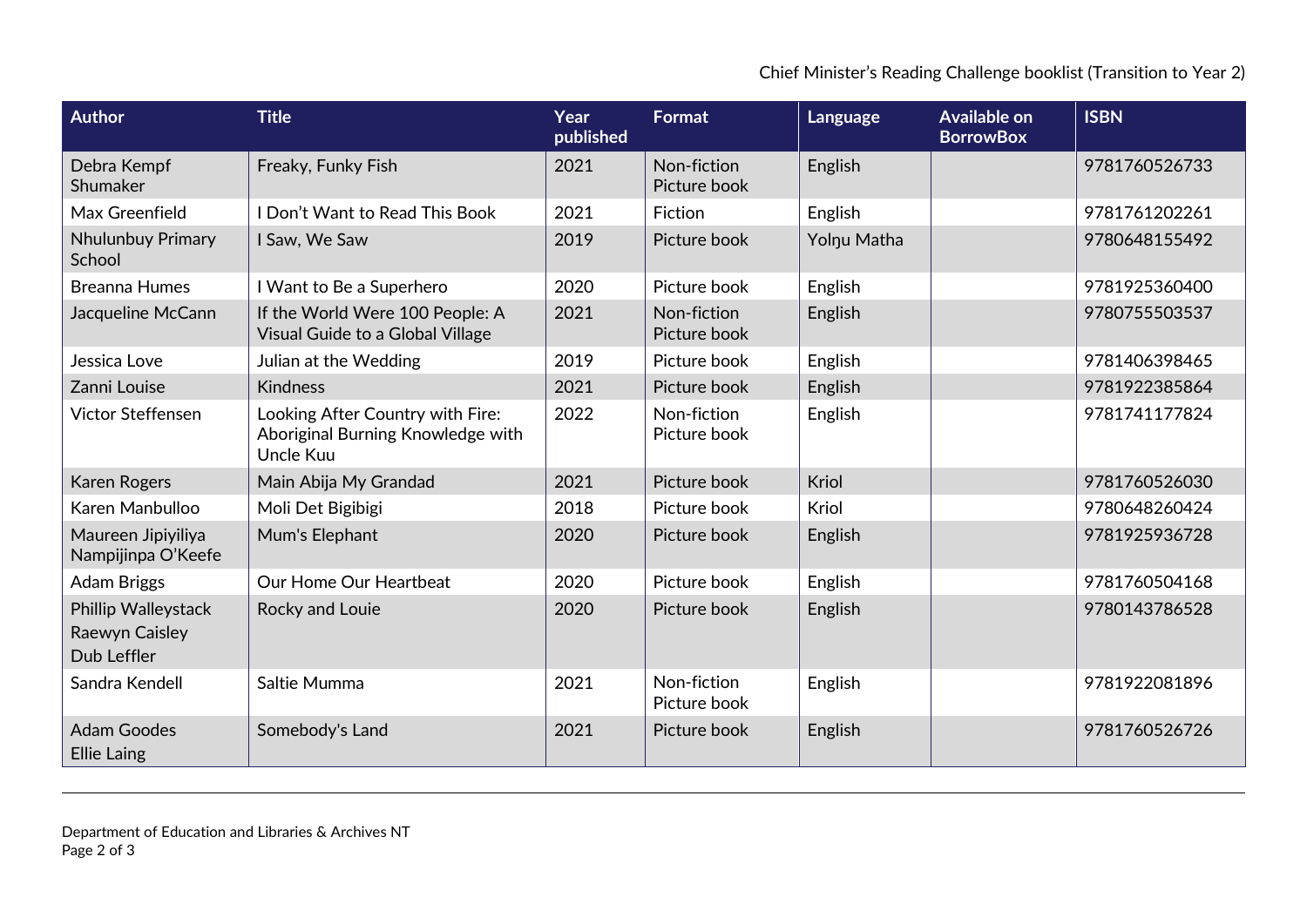| Author | Title | Year published | Format | Language | Available on BorrowBox | ISBN |
|---|---|---|---|---|---|---|
| Debra Kempf Shumaker | Freaky, Funky Fish | 2021 | Non-fiction Picture book | English | | 9781760526733 |
| Max Greenfield | I Don't Want to Read This Book | 2021 | Fiction | English | | 9781761202261 |
| Nhulunbuy Primary School | I Saw, We Saw | 2019 | Picture book | Yolŋu Matha | | 9780648155492 |
| Breanna Humes | I Want to Be a Superhero | 2020 | Picture book | English | | 9781925360400 |
| Jacqueline McCann | If the World Were 100 People: A Visual Guide to a Global Village | 2021 | Non-fiction Picture book | English | | 9780755503537 |
| Jessica Love | Julian at the Wedding | 2019 | Picture book | English | | 9781406398465 |
| Zanni Louise | Kindness | 2021 | Picture book | English | | 9781922385864 |
| Victor Steffensen | Looking After Country with Fire: Aboriginal Burning Knowledge with Uncle Kuu | 2022 | Non-fiction Picture book | English | | 9781741177824 |
| Karen Rogers | Main Abija My Grandad | 2021 | Picture book | Kriol | | 9781760526030 |
| Karen Manbulloo | Moli Det Bigibigi | 2018 | Picture book | Kriol | | 9780648260424 |
| Maureen Jipiyiliya Nampijinpa O'Keefe | Mum's Elephant | 2020 | Picture book | English | | 9781925936728 |
| Adam Briggs | Our Home Our Heartbeat | 2020 | Picture book | English | | 9781760504168 |
| Phillip Walleystack<br>Raewyn Caisley<br>Dub Leffler | Rocky and Louie | 2020 | Picture book | English | | 9780143786528 |
| Sandra Kendell | Saltie Mumma | 2021 | Non-fiction Picture book | English | | 9781922081896 |
| Adam Goodes<br>Ellie Laing | Somebody's Land | 2021 | Picture book | English | | 9781760526726 |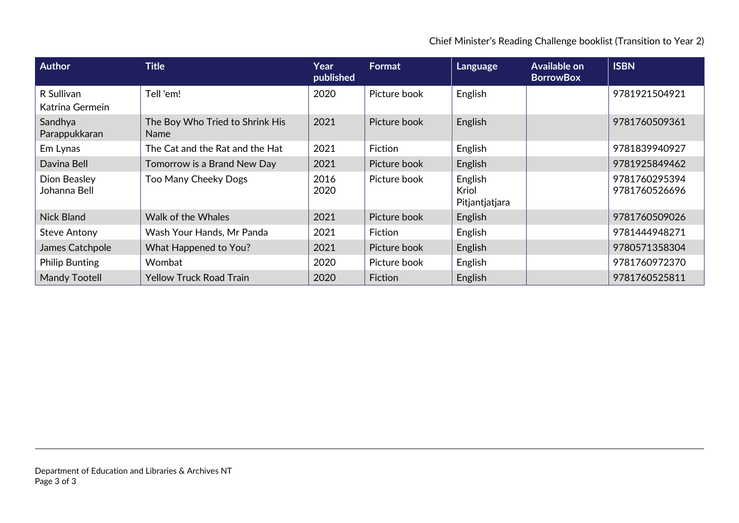| Author | Title | Year published | Format | Language | Available on BorrowBox | ISBN |
|---|---|---|---|---|---|---|
| R Sullivan<br>Katrina Germein | Tell 'em! | 2020 | Picture book | English | | 9781921504921 |
| Sandhya Parappukkaran | The Boy Who Tried to Shrink His Name | 2021 | Picture book | English | | 9781760509361 |
| Em Lynas | The Cat and the Rat and the Hat | 2021 | Fiction | English | | 9781839940927 |
| Davina Bell | Tomorrow is a Brand New Day | 2021 | Picture book | English | | 9781925849462 |
| Dion Beasley<br>Johanna Bell | Too Many Cheeky Dogs | 2016<br>2020 | Picture book | English<br>Kriol<br>Pitjantjatjara | | 9781760295394<br>9781760526696 |
| Nick Bland | Walk of the Whales | 2021 | Picture book | English | | 9781760509026 |
| Steve Antony | Wash Your Hands, Mr Panda | 2021 | Fiction | English | | 9781444948271 |
| James Catchpole | What Happened to You? | 2021 | Picture book | English | | 9780571358304 |
| Philip Bunting | Wombat | 2020 | Picture book | English | | 9781760972370 |
| Mandy Tootell | Yellow Truck Road Train | 2020 | Fiction | English | | 9781760525811 |